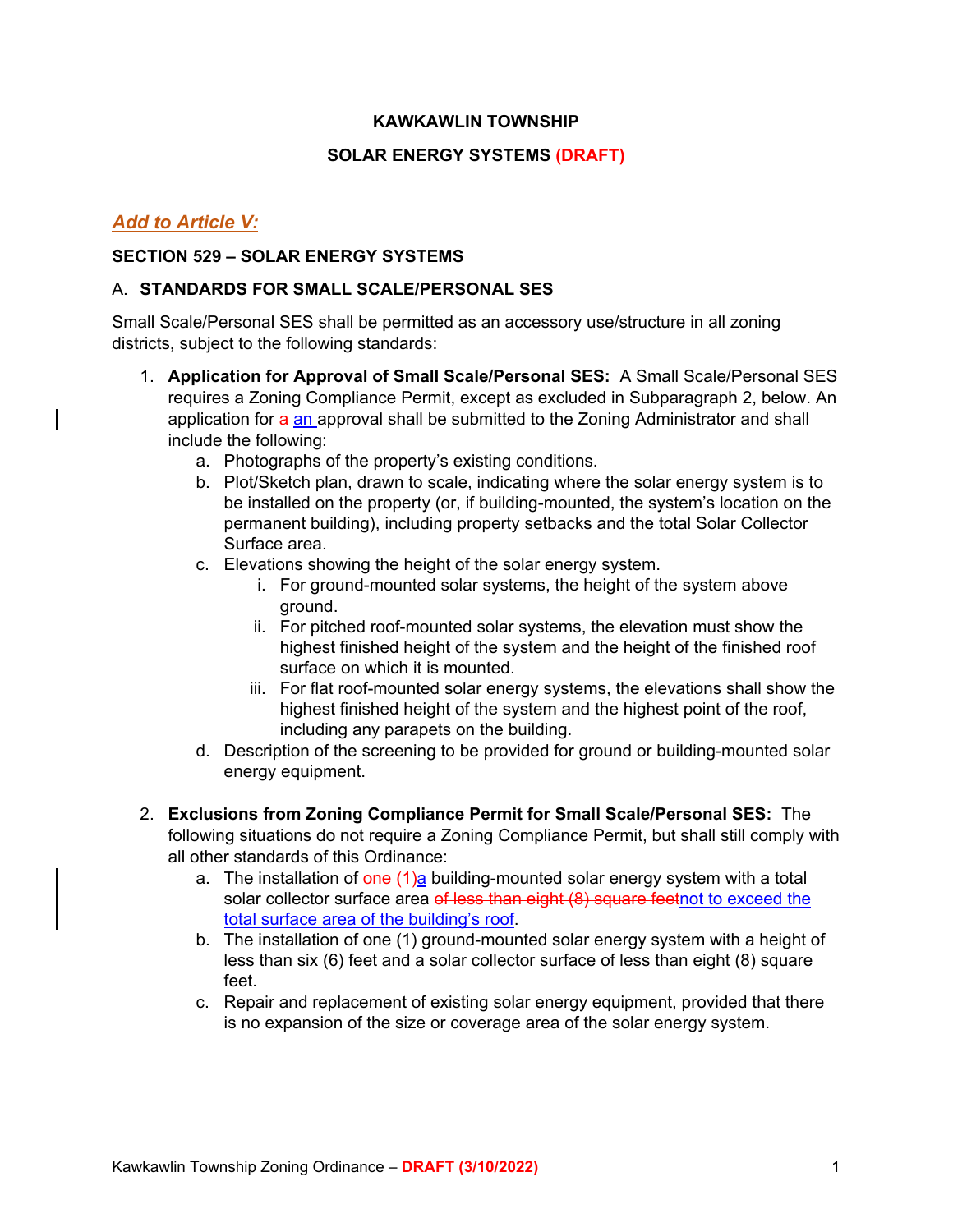**KAWKAWLIN TOWNSHIP**

**SOLAR ENERGY SYSTEMS (DRAFT)**

***Add to Article V:***

**SECTION 529 – SOLAR ENERGY SYSTEMS**

A. **STANDARDS FOR SMALL SCALE/PERSONAL SES**

Small Scale/Personal SES shall be permitted as an accessory use/structure in all zoning districts, subject to the following standards:

1. **Application for Approval of Small Scale/Personal SES:** A Small Scale/Personal SES requires a Zoning Compliance Permit, except as excluded in Subparagraph 2, below. An application for ~~a~~ an approval shall be submitted to the Zoning Administrator and shall include the following:
   a. Photographs of the property's existing conditions.
   b. Plot/Sketch plan, drawn to scale, indicating where the solar energy system is to be installed on the property (or, if building-mounted, the system's location on the permanent building), including property setbacks and the total Solar Collector Surface area.
   c. Elevations showing the height of the solar energy system.
      i. For ground-mounted solar systems, the height of the system above ground.
      ii. For pitched roof-mounted solar systems, the elevation must show the highest finished height of the system and the height of the finished roof surface on which it is mounted.
      iii. For flat roof-mounted solar energy systems, the elevations shall show the highest finished height of the system and the highest point of the roof, including any parapets on the building.
   d. Description of the screening to be provided for ground or building-mounted solar energy equipment.

2. **Exclusions from Zoning Compliance Permit for Small Scale/Personal SES:** The following situations do not require a Zoning Compliance Permit, but shall still comply with all other standards of this Ordinance:
   a. The installation of ~~one (1)~~a building-mounted solar energy system with a total solar collector surface area ~~of less than eight (8) square feet~~not to exceed the total surface area of the building's roof.
   b. The installation of one (1) ground-mounted solar energy system with a height of less than six (6) feet and a solar collector surface of less than eight (8) square feet.
   c. Repair and replacement of existing solar energy equipment, provided that there is no expansion of the size or coverage area of the solar energy system.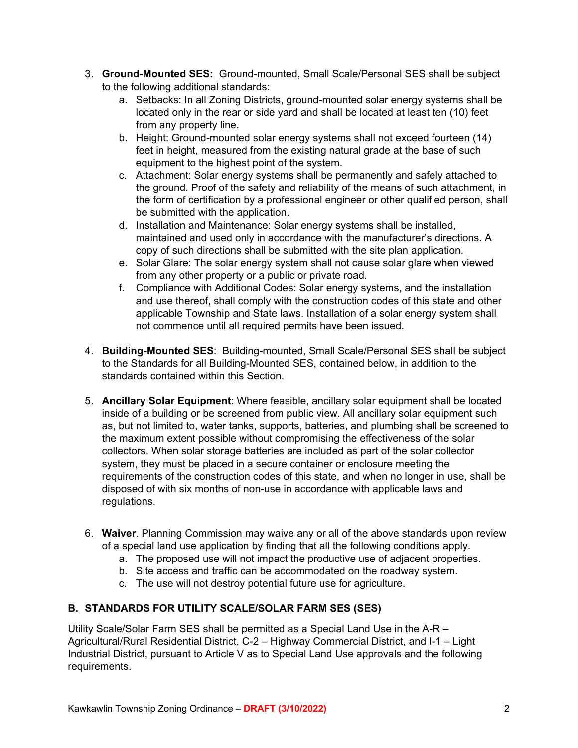3. **Ground-Mounted SES:** Ground-mounted, Small Scale/Personal SES shall be subject to the following additional standards:
    a. Setbacks: In all Zoning Districts, ground-mounted solar energy systems shall be located only in the rear or side yard and shall be located at least ten (10) feet from any property line.
    b. Height: Ground-mounted solar energy systems shall not exceed fourteen (14) feet in height, measured from the existing natural grade at the base of such equipment to the highest point of the system.
    c. Attachment: Solar energy systems shall be permanently and safely attached to the ground. Proof of the safety and reliability of the means of such attachment, in the form of certification by a professional engineer or other qualified person, shall be submitted with the application.
    d. Installation and Maintenance: Solar energy systems shall be installed, maintained and used only in accordance with the manufacturer's directions. A copy of such directions shall be submitted with the site plan application.
    e. Solar Glare: The solar energy system shall not cause solar glare when viewed from any other property or a public or private road.
    f. Compliance with Additional Codes: Solar energy systems, and the installation and use thereof, shall comply with the construction codes of this state and other applicable Township and State laws. Installation of a solar energy system shall not commence until all required permits have been issued.

4. **Building-Mounted SES**: Building-mounted, Small Scale/Personal SES shall be subject to the Standards for all Building-Mounted SES, contained below, in addition to the standards contained within this Section.

5. **Ancillary Solar Equipment**: Where feasible, ancillary solar equipment shall be located inside of a building or be screened from public view. All ancillary solar equipment such as, but not limited to, water tanks, supports, batteries, and plumbing shall be screened to the maximum extent possible without compromising the effectiveness of the solar collectors. When solar storage batteries are included as part of the solar collector system, they must be placed in a secure container or enclosure meeting the requirements of the construction codes of this state, and when no longer in use, shall be disposed of with six months of non-use in accordance with applicable laws and regulations.

6. **Waiver**. Planning Commission may waive any or all of the above standards upon review of a special land use application by finding that all the following conditions apply.
    a. The proposed use will not impact the productive use of adjacent properties.
    b. Site access and traffic can be accommodated on the roadway system.
    c. The use will not destroy potential future use for agriculture.

## B. STANDARDS FOR UTILITY SCALE/SOLAR FARM SES (SES)

Utility Scale/Solar Farm SES shall be permitted as a Special Land Use in the A-R – Agricultural/Rural Residential District, C-2 – Highway Commercial District, and I-1 – Light Industrial District, pursuant to Article V as to Special Land Use approvals and the following requirements.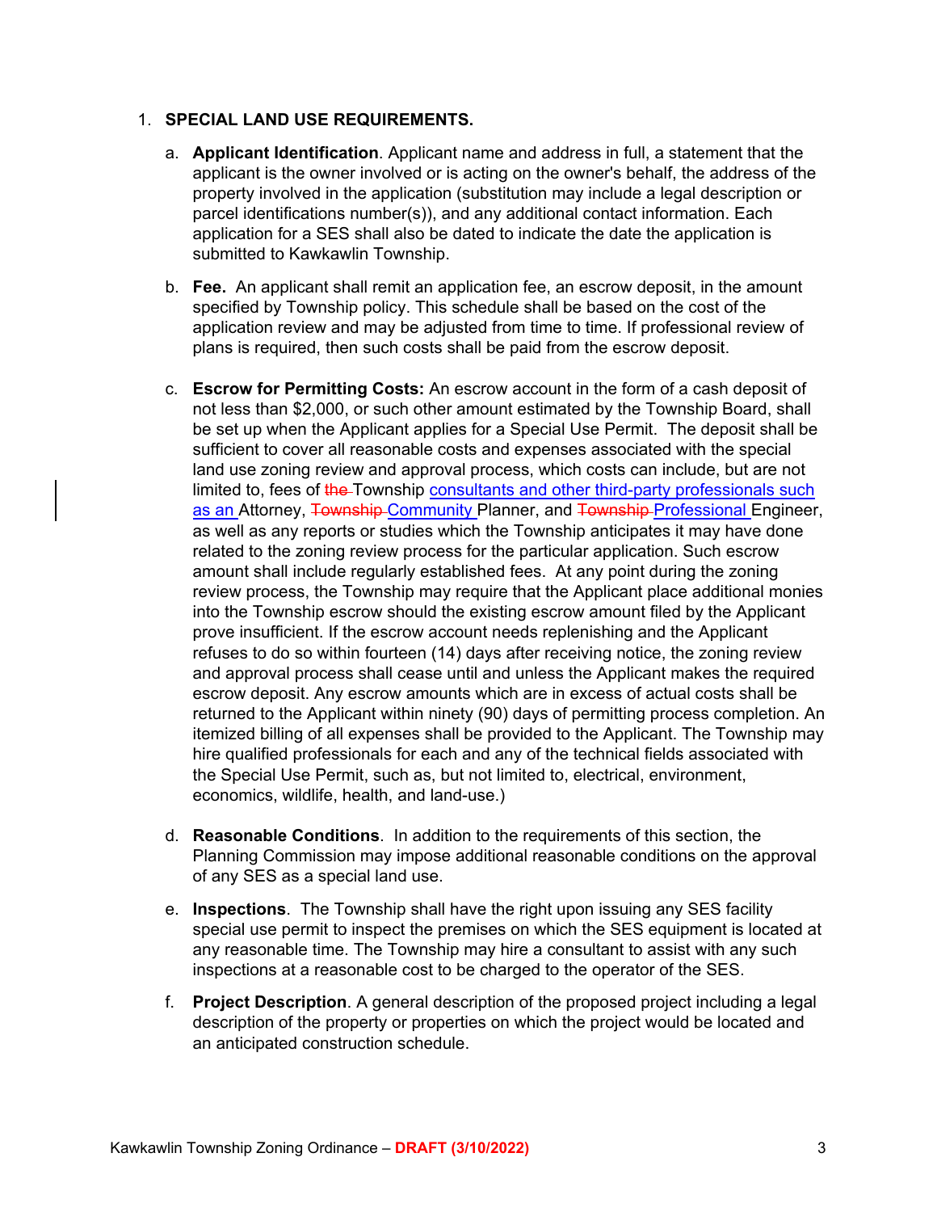1. **SPECIAL LAND USE REQUIREMENTS.**

    a. **Applicant Identification**. Applicant name and address in full, a statement that the applicant is the owner involved or is acting on the owner's behalf, the address of the property involved in the application (substitution may include a legal description or parcel identifications number(s)), and any additional contact information. Each application for a SES shall also be dated to indicate the date the application is submitted to Kawkawlin Township.

    b. **Fee.** An applicant shall remit an application fee, an escrow deposit, in the amount specified by Township policy. This schedule shall be based on the cost of the application review and may be adjusted from time to time. If professional review of plans is required, then such costs shall be paid from the escrow deposit.

    c. **Escrow for Permitting Costs:** An escrow account in the form of a cash deposit of not less than $2,000, or such other amount estimated by the Township Board, shall be set up when the Applicant applies for a Special Use Permit. The deposit shall be sufficient to cover all reasonable costs and expenses associated with the special land use zoning review and approval process, which costs can include, but are not limited to, fees of ~~the~~ Township <u>consultants and other third-party professionals such as an</u> Attorney, ~~Township~~ <u>Community</u> Planner, and ~~Township~~ <u>Professional</u> Engineer, as well as any reports or studies which the Township anticipates it may have done related to the zoning review process for the particular application. Such escrow amount shall include regularly established fees. At any point during the zoning review process, the Township may require that the Applicant place additional monies into the Township escrow should the existing escrow amount filed by the Applicant prove insufficient. If the escrow account needs replenishing and the Applicant refuses to do so within fourteen (14) days after receiving notice, the zoning review and approval process shall cease until and unless the Applicant makes the required escrow deposit. Any escrow amounts which are in excess of actual costs shall be returned to the Applicant within ninety (90) days of permitting process completion. An itemized billing of all expenses shall be provided to the Applicant. The Township may hire qualified professionals for each and any of the technical fields associated with the Special Use Permit, such as, but not limited to, electrical, environment, economics, wildlife, health, and land-use.)

    d. **Reasonable Conditions**. In addition to the requirements of this section, the Planning Commission may impose additional reasonable conditions on the approval of any SES as a special land use.

    e. **Inspections**. The Township shall have the right upon issuing any SES facility special use permit to inspect the premises on which the SES equipment is located at any reasonable time. The Township may hire a consultant to assist with any such inspections at a reasonable cost to be charged to the operator of the SES.

    f. **Project Description**. A general description of the proposed project including a legal description of the property or properties on which the project would be located and an anticipated construction schedule.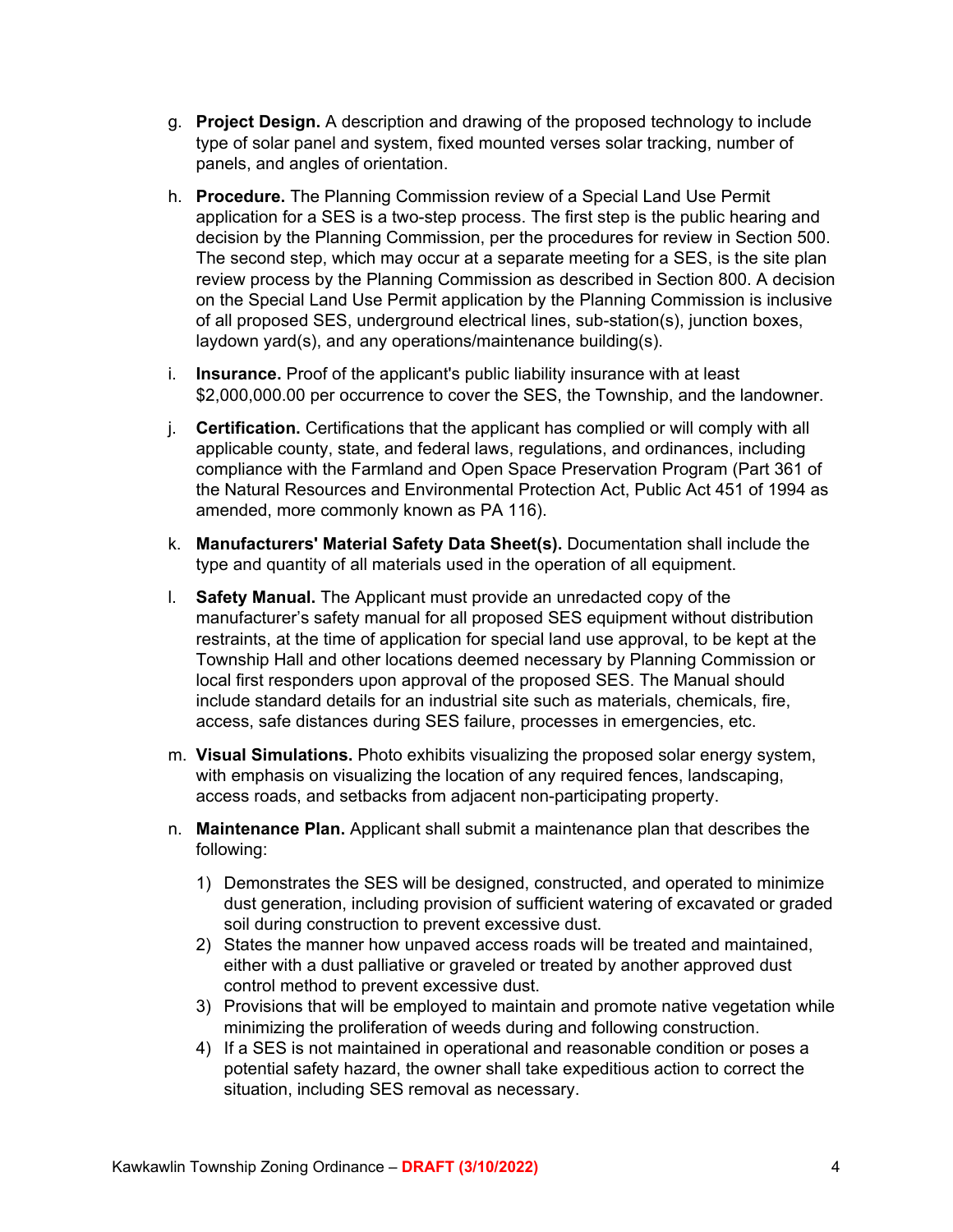g. **Project Design.** A description and drawing of the proposed technology to include type of solar panel and system, fixed mounted verses solar tracking, number of panels, and angles of orientation.

h. **Procedure.** The Planning Commission review of a Special Land Use Permit application for a SES is a two-step process. The first step is the public hearing and decision by the Planning Commission, per the procedures for review in Section 500. The second step, which may occur at a separate meeting for a SES, is the site plan review process by the Planning Commission as described in Section 800. A decision on the Special Land Use Permit application by the Planning Commission is inclusive of all proposed SES, underground electrical lines, sub-station(s), junction boxes, laydown yard(s), and any operations/maintenance building(s).

i. **Insurance.** Proof of the applicant's public liability insurance with at least $2,000,000.00 per occurrence to cover the SES, the Township, and the landowner.

j. **Certification.** Certifications that the applicant has complied or will comply with all applicable county, state, and federal laws, regulations, and ordinances, including compliance with the Farmland and Open Space Preservation Program (Part 361 of the Natural Resources and Environmental Protection Act, Public Act 451 of 1994 as amended, more commonly known as PA 116).

k. **Manufacturers' Material Safety Data Sheet(s).** Documentation shall include the type and quantity of all materials used in the operation of all equipment.

l. **Safety Manual.** The Applicant must provide an unredacted copy of the manufacturer's safety manual for all proposed SES equipment without distribution restraints, at the time of application for special land use approval, to be kept at the Township Hall and other locations deemed necessary by Planning Commission or local first responders upon approval of the proposed SES. The Manual should include standard details for an industrial site such as materials, chemicals, fire, access, safe distances during SES failure, processes in emergencies, etc.

m. **Visual Simulations.** Photo exhibits visualizing the proposed solar energy system, with emphasis on visualizing the location of any required fences, landscaping, access roads, and setbacks from adjacent non-participating property.

n. **Maintenance Plan.** Applicant shall submit a maintenance plan that describes the following:

   1) Demonstrates the SES will be designed, constructed, and operated to minimize dust generation, including provision of sufficient watering of excavated or graded soil during construction to prevent excessive dust.
   2) States the manner how unpaved access roads will be treated and maintained, either with a dust palliative or graveled or treated by another approved dust control method to prevent excessive dust.
   3) Provisions that will be employed to maintain and promote native vegetation while minimizing the proliferation of weeds during and following construction.
   4) If a SES is not maintained in operational and reasonable condition or poses a potential safety hazard, the owner shall take expeditious action to correct the situation, including SES removal as necessary.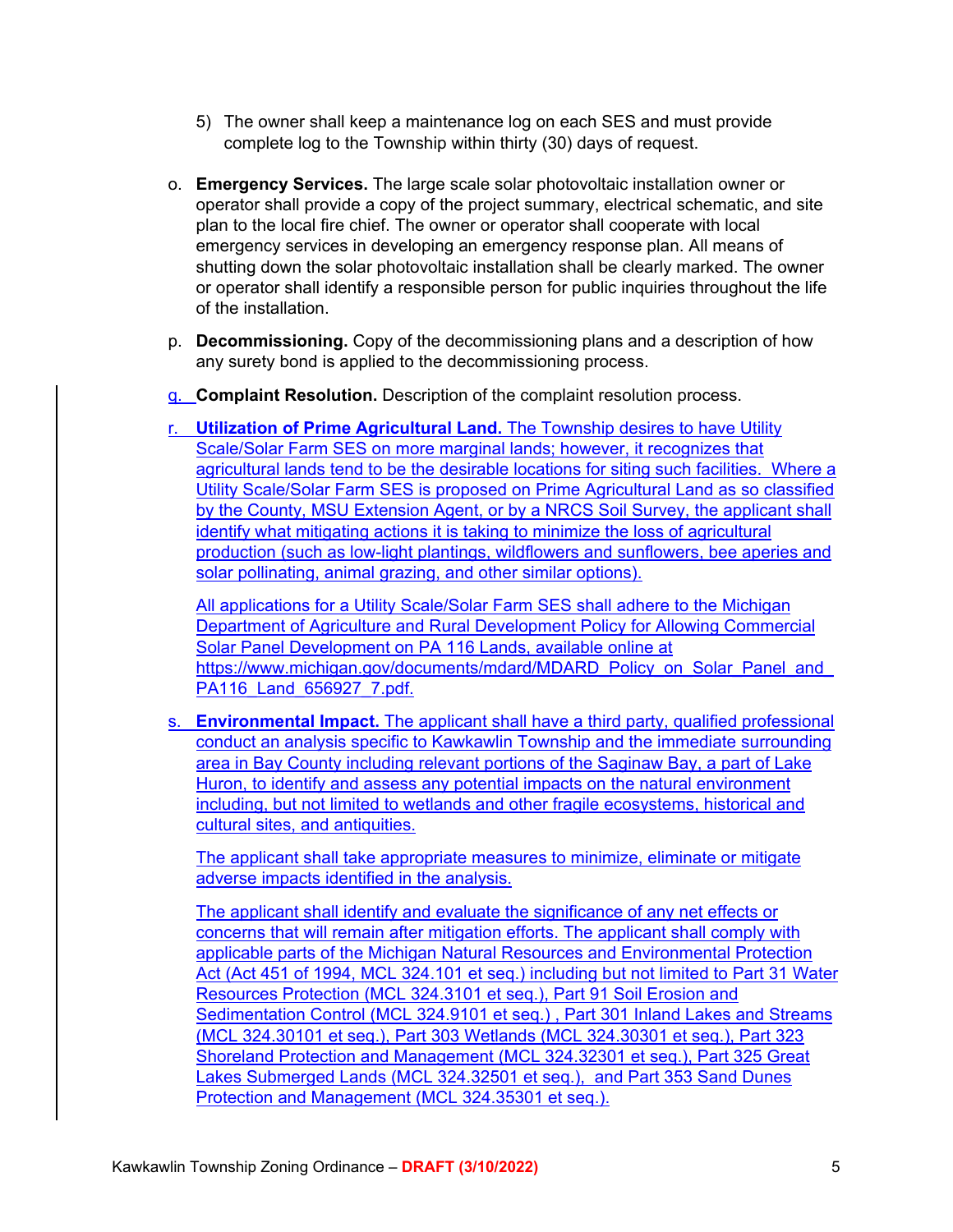5) The owner shall keep a maintenance log on each SES and must provide complete log to the Township within thirty (30) days of request.

o. **Emergency Services.** The large scale solar photovoltaic installation owner or operator shall provide a copy of the project summary, electrical schematic, and site plan to the local fire chief. The owner or operator shall cooperate with local emergency services in developing an emergency response plan. All means of shutting down the solar photovoltaic installation shall be clearly marked. The owner or operator shall identify a responsible person for public inquiries throughout the life of the installation.

p. **Decommissioning.** Copy of the decommissioning plans and a description of how any surety bond is applied to the decommissioning process.

q. **Complaint Resolution.** Description of the complaint resolution process.

r. **Utilization of Prime Agricultural Land.** The Township desires to have Utility Scale/Solar Farm SES on more marginal lands; however, it recognizes that agricultural lands tend to be the desirable locations for siting such facilities. Where a Utility Scale/Solar Farm SES is proposed on Prime Agricultural Land as so classified by the County, MSU Extension Agent, or by a NRCS Soil Survey, the applicant shall identify what mitigating actions it is taking to minimize the loss of agricultural production (such as low-light plantings, wildflowers and sunflowers, bee aperies and solar pollinating, animal grazing, and other similar options).

   All applications for a Utility Scale/Solar Farm SES shall adhere to the Michigan Department of Agriculture and Rural Development Policy for Allowing Commercial Solar Panel Development on PA 116 Lands, available online at https://www.michigan.gov/documents/mdard/MDARD_Policy_on_Solar_Panel_and_PA116_Land_656927_7.pdf.

s. **Environmental Impact.** The applicant shall have a third party, qualified professional conduct an analysis specific to Kawkawlin Township and the immediate surrounding area in Bay County including relevant portions of the Saginaw Bay, a part of Lake Huron, to identify and assess any potential impacts on the natural environment including, but not limited to wetlands and other fragile ecosystems, historical and cultural sites, and antiquities.

   The applicant shall take appropriate measures to minimize, eliminate or mitigate adverse impacts identified in the analysis.

   The applicant shall identify and evaluate the significance of any net effects or concerns that will remain after mitigation efforts. The applicant shall comply with applicable parts of the Michigan Natural Resources and Environmental Protection Act (Act 451 of 1994, MCL 324.101 et seq.) including but not limited to Part 31 Water Resources Protection (MCL 324.3101 et seq.), Part 91 Soil Erosion and Sedimentation Control (MCL 324.9101 et seq.) , Part 301 Inland Lakes and Streams (MCL 324.30101 et seq.), Part 303 Wetlands (MCL 324.30301 et seq.), Part 323 Shoreland Protection and Management (MCL 324.32301 et seq.), Part 325 Great Lakes Submerged Lands (MCL 324.32501 et seq.), and Part 353 Sand Dunes Protection and Management (MCL 324.35301 et seq.).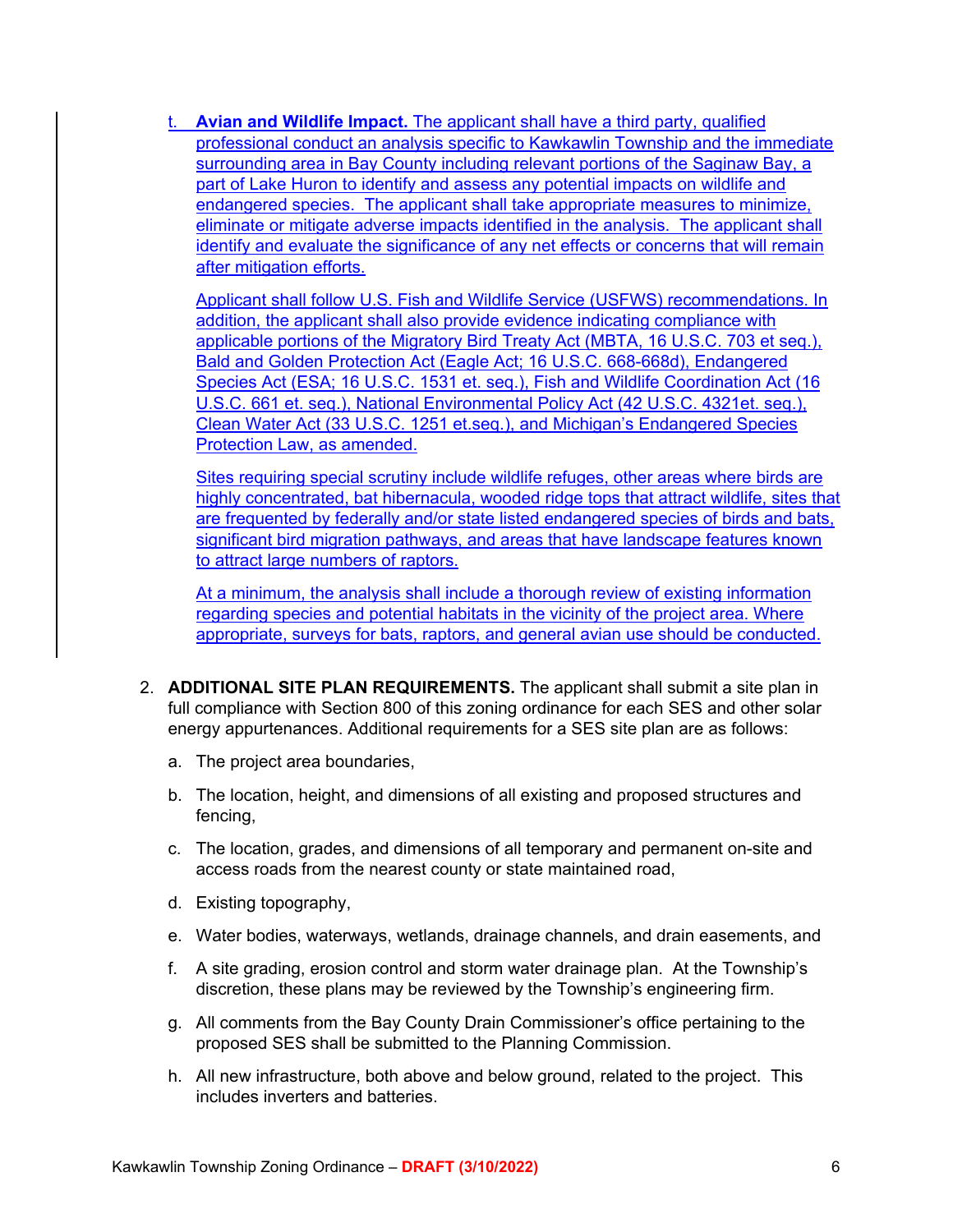t. **Avian and Wildlife Impact.** The applicant shall have a third party, qualified professional conduct an analysis specific to Kawkawlin Township and the immediate surrounding area in Bay County including relevant portions of the Saginaw Bay, a part of Lake Huron to identify and assess any potential impacts on wildlife and endangered species. The applicant shall take appropriate measures to minimize, eliminate or mitigate adverse impacts identified in the analysis. The applicant shall identify and evaluate the significance of any net effects or concerns that will remain after mitigation efforts.

Applicant shall follow U.S. Fish and Wildlife Service (USFWS) recommendations. In addition, the applicant shall also provide evidence indicating compliance with applicable portions of the Migratory Bird Treaty Act (MBTA, 16 U.S.C. 703 et seq.), Bald and Golden Protection Act (Eagle Act; 16 U.S.C. 668-668d), Endangered Species Act (ESA; 16 U.S.C. 1531 et. seq.), Fish and Wildlife Coordination Act (16 U.S.C. 661 et. seq.), National Environmental Policy Act (42 U.S.C. 4321et. seq.), Clean Water Act (33 U.S.C. 1251 et.seq.), and Michigan's Endangered Species Protection Law, as amended.

Sites requiring special scrutiny include wildlife refuges, other areas where birds are highly concentrated, bat hibernacula, wooded ridge tops that attract wildlife, sites that are frequented by federally and/or state listed endangered species of birds and bats, significant bird migration pathways, and areas that have landscape features known to attract large numbers of raptors.

At a minimum, the analysis shall include a thorough review of existing information regarding species and potential habitats in the vicinity of the project area. Where appropriate, surveys for bats, raptors, and general avian use should be conducted.

2. **ADDITIONAL SITE PLAN REQUIREMENTS.** The applicant shall submit a site plan in full compliance with Section 800 of this zoning ordinance for each SES and other solar energy appurtenances. Additional requirements for a SES site plan are as follows:

   a. The project area boundaries,

   b. The location, height, and dimensions of all existing and proposed structures and fencing,

   c. The location, grades, and dimensions of all temporary and permanent on-site and access roads from the nearest county or state maintained road,

   d. Existing topography,

   e. Water bodies, waterways, wetlands, drainage channels, and drain easements, and

   f. A site grading, erosion control and storm water drainage plan. At the Township's discretion, these plans may be reviewed by the Township's engineering firm.

   g. All comments from the Bay County Drain Commissioner's office pertaining to the proposed SES shall be submitted to the Planning Commission.

   h. All new infrastructure, both above and below ground, related to the project. This includes inverters and batteries.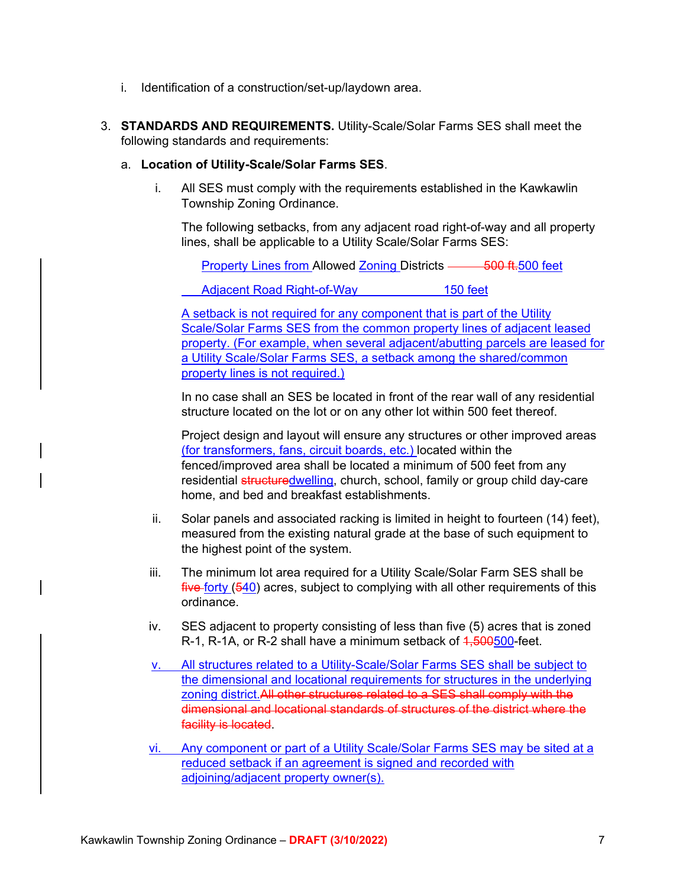i. Identification of a construction/set-up/laydown area.

3. **STANDARDS AND REQUIREMENTS.** Utility-Scale/Solar Farms SES shall meet the following standards and requirements:

   a. **Location of Utility-Scale/Solar Farms SES**.

      i. All SES must comply with the requirements established in the Kawkawlin Township Zoning Ordinance.

         The following setbacks, from any adjacent road right-of-way and all property lines, shall be applicable to a Utility Scale/Solar Farms SES:

         | Location | Setback |
         | --- | --- |
         | Property Lines from Allowed Zoning Districts | ~~500 ft.~~ 500 feet |
         | Adjacent Road Right-of-Way | 150 feet |

         A setback is not required for any component that is part of the Utility Scale/Solar Farms SES from the common property lines of adjacent leased property. (For example, when several adjacent/abutting parcels are leased for a Utility Scale/Solar Farms SES, a setback among the shared/common property lines is not required.)

         In no case shall an SES be located in front of the rear wall of any residential structure located on the lot or on any other lot within 500 feet thereof.

         Project design and layout will ensure any structures or other improved areas (for transformers, fans, circuit boards, etc.) located within the fenced/improved area shall be located a minimum of 500 feet from any residential ~~structure~~dwelling, church, school, family or group child day-care home, and bed and breakfast establishments.

      ii. Solar panels and associated racking is limited in height to fourteen (14) feet), measured from the existing natural grade at the base of such equipment to the highest point of the system.

      iii. The minimum lot area required for a Utility Scale/Solar Farm SES shall be ~~five~~ forty (~~5~~40) acres, subject to complying with all other requirements of this ordinance.

      iv. SES adjacent to property consisting of less than five (5) acres that is zoned R-1, R-1A, or R-2 shall have a minimum setback of ~~1,500~~500-feet.

      v. All structures related to a Utility-Scale/Solar Farms SES shall be subject to the dimensional and locational requirements for structures in the underlying zoning district.~~All other structures related to a SES shall comply with the dimensional and locational standards of structures of the district where the facility is located~~.

      vi. Any component or part of a Utility Scale/Solar Farms SES may be sited at a reduced setback if an agreement is signed and recorded with adjoining/adjacent property owner(s).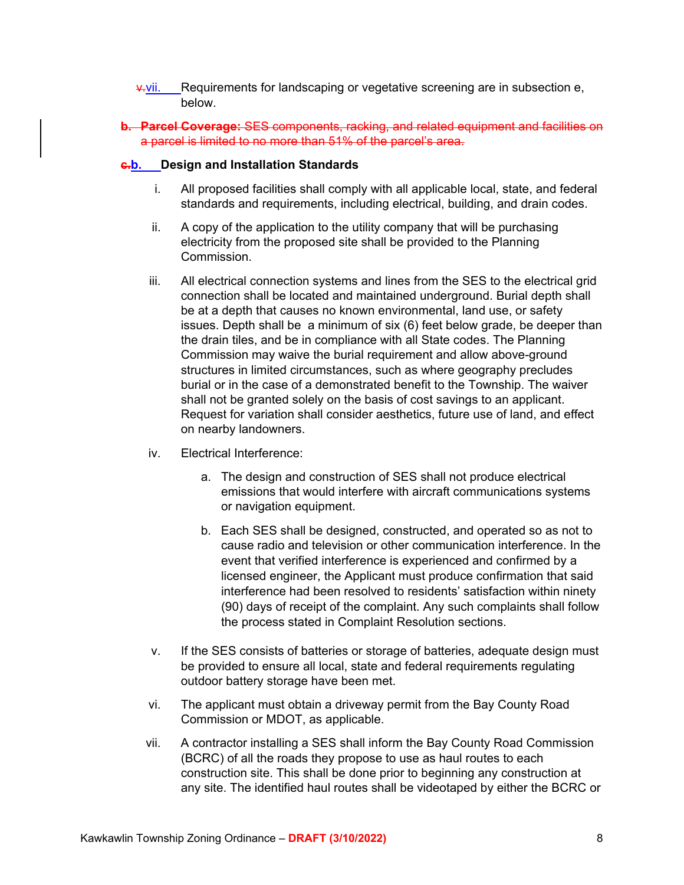~~v.~~vii. Requirements for landscaping or vegetative screening are in subsection e, below.

~~**b. Parcel Coverage:** SES components, racking, and related equipment and facilities on a parcel is limited to no more than 51% of the parcel's area.~~

**~~c.~~b. Design and Installation Standards**

i. All proposed facilities shall comply with all applicable local, state, and federal standards and requirements, including electrical, building, and drain codes.

ii. A copy of the application to the utility company that will be purchasing electricity from the proposed site shall be provided to the Planning Commission.

iii. All electrical connection systems and lines from the SES to the electrical grid connection shall be located and maintained underground. Burial depth shall be at a depth that causes no known environmental, land use, or safety issues. Depth shall be a minimum of six (6) feet below grade, be deeper than the drain tiles, and be in compliance with all State codes. The Planning Commission may waive the burial requirement and allow above-ground structures in limited circumstances, such as where geography precludes burial or in the case of a demonstrated benefit to the Township. The waiver shall not be granted solely on the basis of cost savings to an applicant. Request for variation shall consider aesthetics, future use of land, and effect on nearby landowners.

iv. Electrical Interference:

a. The design and construction of SES shall not produce electrical emissions that would interfere with aircraft communications systems or navigation equipment.

b. Each SES shall be designed, constructed, and operated so as not to cause radio and television or other communication interference. In the event that verified interference is experienced and confirmed by a licensed engineer, the Applicant must produce confirmation that said interference had been resolved to residents' satisfaction within ninety (90) days of receipt of the complaint. Any such complaints shall follow the process stated in Complaint Resolution sections.

v. If the SES consists of batteries or storage of batteries, adequate design must be provided to ensure all local, state and federal requirements regulating outdoor battery storage have been met.

vi. The applicant must obtain a driveway permit from the Bay County Road Commission or MDOT, as applicable.

vii. A contractor installing a SES shall inform the Bay County Road Commission (BCRC) of all the roads they propose to use as haul routes to each construction site. This shall be done prior to beginning any construction at any site. The identified haul routes shall be videotaped by either the BCRC or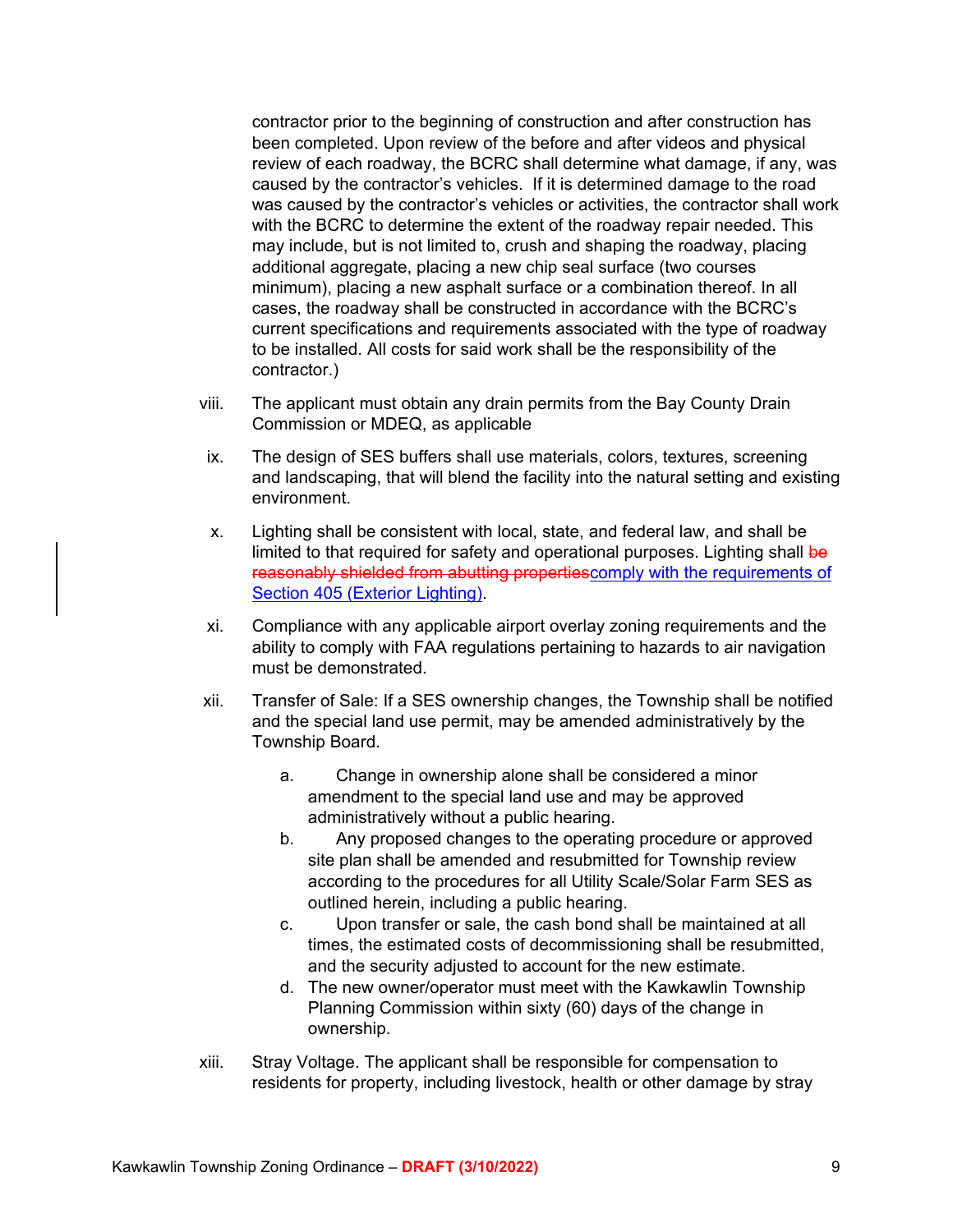contractor prior to the beginning of construction and after construction has been completed. Upon review of the before and after videos and physical review of each roadway, the BCRC shall determine what damage, if any, was caused by the contractor's vehicles. If it is determined damage to the road was caused by the contractor's vehicles or activities, the contractor shall work with the BCRC to determine the extent of the roadway repair needed. This may include, but is not limited to, crush and shaping the roadway, placing additional aggregate, placing a new chip seal surface (two courses minimum), placing a new asphalt surface or a combination thereof. In all cases, the roadway shall be constructed in accordance with the BCRC's current specifications and requirements associated with the type of roadway to be installed. All costs for said work shall be the responsibility of the contractor.)

viii. The applicant must obtain any drain permits from the Bay County Drain Commission or MDEQ, as applicable

ix. The design of SES buffers shall use materials, colors, textures, screening and landscaping, that will blend the facility into the natural setting and existing environment.

x. Lighting shall be consistent with local, state, and federal law, and shall be limited to that required for safety and operational purposes. Lighting shall ~~be reasonably shielded from abutting properties~~comply with the requirements of Section 405 (Exterior Lighting).

xi. Compliance with any applicable airport overlay zoning requirements and the ability to comply with FAA regulations pertaining to hazards to air navigation must be demonstrated.

xii. Transfer of Sale: If a SES ownership changes, the Township shall be notified and the special land use permit, may be amended administratively by the Township Board.

   a. Change in ownership alone shall be considered a minor amendment to the special land use and may be approved administratively without a public hearing.
   b. Any proposed changes to the operating procedure or approved site plan shall be amended and resubmitted for Township review according to the procedures for all Utility Scale/Solar Farm SES as outlined herein, including a public hearing.
   c. Upon transfer or sale, the cash bond shall be maintained at all times, the estimated costs of decommissioning shall be resubmitted, and the security adjusted to account for the new estimate.
   d. The new owner/operator must meet with the Kawkawlin Township Planning Commission within sixty (60) days of the change in ownership.

xiii. Stray Voltage. The applicant shall be responsible for compensation to residents for property, including livestock, health or other damage by stray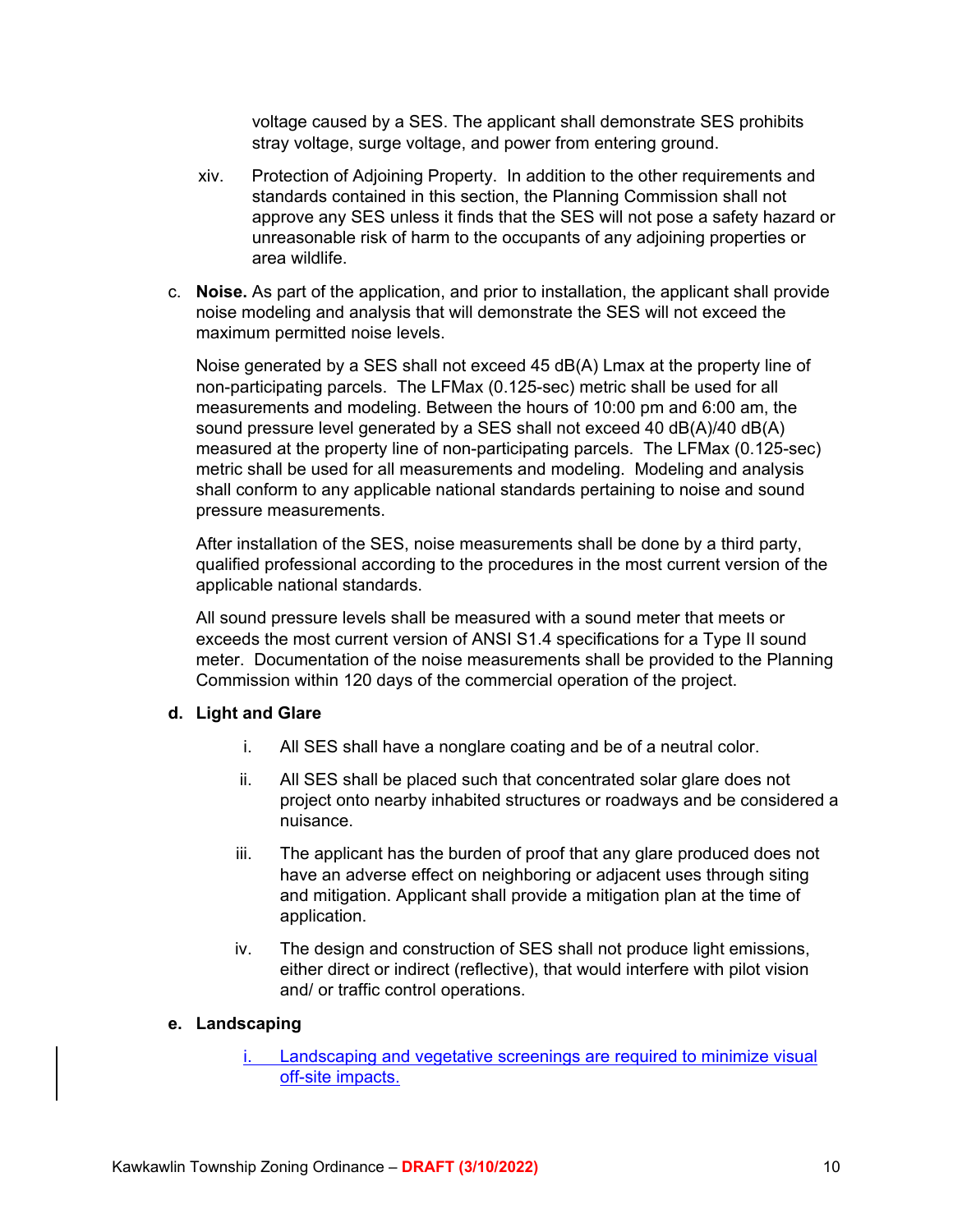voltage caused by a SES. The applicant shall demonstrate SES prohibits stray voltage, surge voltage, and power from entering ground.

xiv. Protection of Adjoining Property. In addition to the other requirements and standards contained in this section, the Planning Commission shall not approve any SES unless it finds that the SES will not pose a safety hazard or unreasonable risk of harm to the occupants of any adjoining properties or area wildlife.

c. **Noise.** As part of the application, and prior to installation, the applicant shall provide noise modeling and analysis that will demonstrate the SES will not exceed the maximum permitted noise levels.

Noise generated by a SES shall not exceed 45 dB(A) Lmax at the property line of non-participating parcels. The LFMax (0.125-sec) metric shall be used for all measurements and modeling. Between the hours of 10:00 pm and 6:00 am, the sound pressure level generated by a SES shall not exceed 40 dB(A)/40 dB(A) measured at the property line of non-participating parcels. The LFMax (0.125-sec) metric shall be used for all measurements and modeling. Modeling and analysis shall conform to any applicable national standards pertaining to noise and sound pressure measurements.

After installation of the SES, noise measurements shall be done by a third party, qualified professional according to the procedures in the most current version of the applicable national standards.

All sound pressure levels shall be measured with a sound meter that meets or exceeds the most current version of ANSI S1.4 specifications for a Type II sound meter. Documentation of the noise measurements shall be provided to the Planning Commission within 120 days of the commercial operation of the project.

**d. Light and Glare**

i. All SES shall have a nonglare coating and be of a neutral color.

ii. All SES shall be placed such that concentrated solar glare does not project onto nearby inhabited structures or roadways and be considered a nuisance.

iii. The applicant has the burden of proof that any glare produced does not have an adverse effect on neighboring or adjacent uses through siting and mitigation. Applicant shall provide a mitigation plan at the time of application.

iv. The design and construction of SES shall not produce light emissions, either direct or indirect (reflective), that would interfere with pilot vision and/ or traffic control operations.

**e. Landscaping**

i. Landscaping and vegetative screenings are required to minimize visual off-site impacts.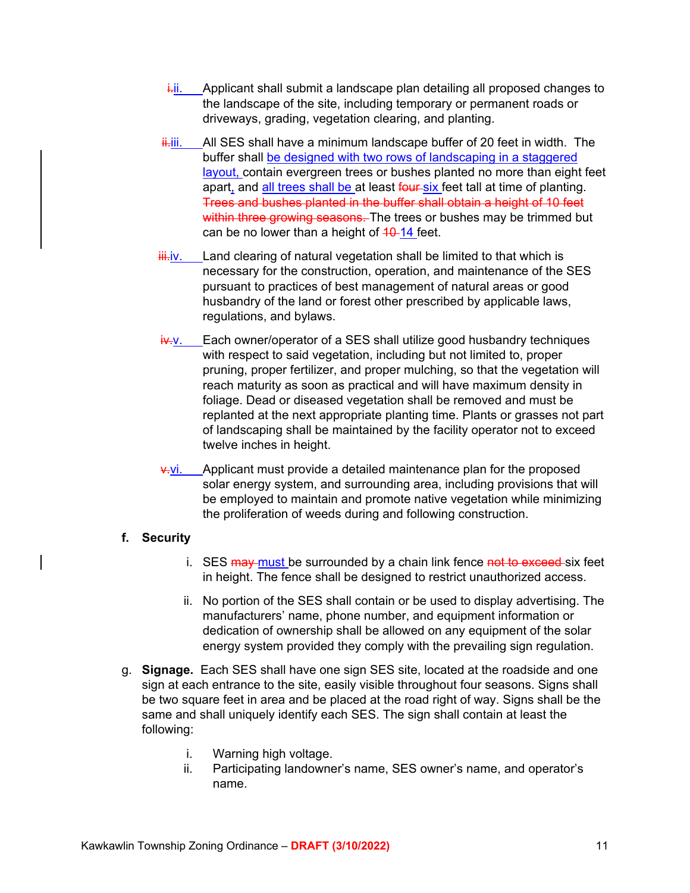~~i.~~ii. Applicant shall submit a landscape plan detailing all proposed changes to the landscape of the site, including temporary or permanent roads or driveways, grading, vegetation clearing, and planting.

~~ii.~~iii. All SES shall have a minimum landscape buffer of 20 feet in width. The buffer shall be designed with two rows of landscaping in a staggered layout, contain evergreen trees or bushes planted no more than eight feet apart, and all trees shall be at least ~~four~~ six feet tall at time of planting. ~~Trees and bushes planted in the buffer shall obtain a height of 10 feet within three growing seasons.~~ The trees or bushes may be trimmed but can be no lower than a height of ~~10~~ 14 feet.

~~iii.~~iv. Land clearing of natural vegetation shall be limited to that which is necessary for the construction, operation, and maintenance of the SES pursuant to practices of best management of natural areas or good husbandry of the land or forest other prescribed by applicable laws, regulations, and bylaws.

~~iv.~~v. Each owner/operator of a SES shall utilize good husbandry techniques with respect to said vegetation, including but not limited to, proper pruning, proper fertilizer, and proper mulching, so that the vegetation will reach maturity as soon as practical and will have maximum density in foliage. Dead or diseased vegetation shall be removed and must be replanted at the next appropriate planting time. Plants or grasses not part of landscaping shall be maintained by the facility operator not to exceed twelve inches in height.

~~v.~~vi. Applicant must provide a detailed maintenance plan for the proposed solar energy system, and surrounding area, including provisions that will be employed to maintain and promote native vegetation while minimizing the proliferation of weeds during and following construction.

**f. Security**

i. SES ~~may~~ must be surrounded by a chain link fence ~~not to exceed~~ six feet in height. The fence shall be designed to restrict unauthorized access.

ii. No portion of the SES shall contain or be used to display advertising. The manufacturers' name, phone number, and equipment information or dedication of ownership shall be allowed on any equipment of the solar energy system provided they comply with the prevailing sign regulation.

g. **Signage.** Each SES shall have one sign SES site, located at the roadside and one sign at each entrance to the site, easily visible throughout four seasons. Signs shall be two square feet in area and be placed at the road right of way. Signs shall be the same and shall uniquely identify each SES. The sign shall contain at least the following:

i. Warning high voltage.

ii. Participating landowner's name, SES owner's name, and operator's name.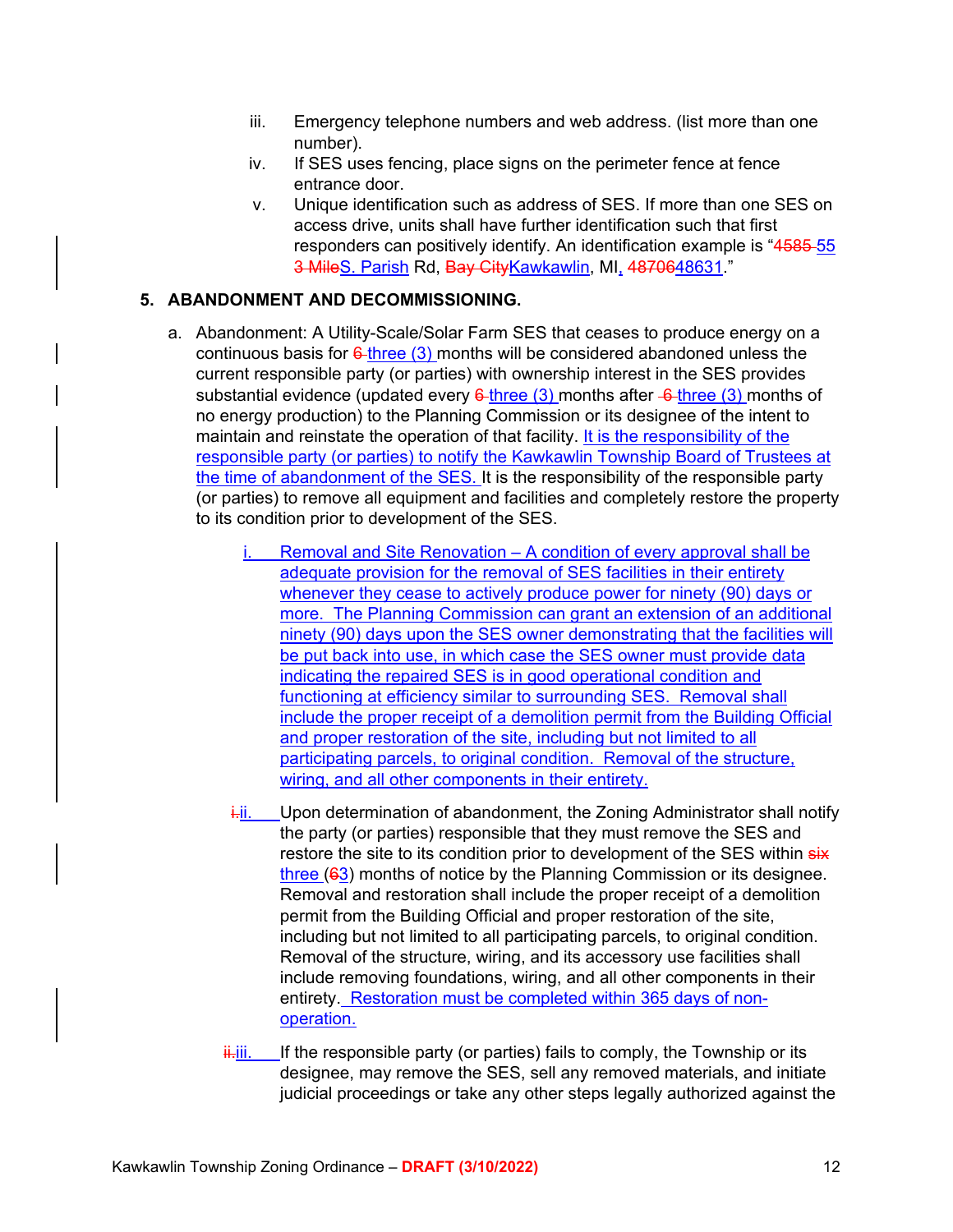iii. Emergency telephone numbers and web address. (list more than one number).

iv. If SES uses fencing, place signs on the perimeter fence at fence entrance door.

v. Unique identification such as address of SES. If more than one SES on access drive, units shall have further identification such that first responders can positively identify. An identification example is "~~4585~~ 55 ~~3 Mile~~S. Parish Rd, ~~Bay City~~Kawkawlin, MI, ~~48706~~48631."

**5. ABANDONMENT AND DECOMMISSIONING.**

a. Abandonment: A Utility-Scale/Solar Farm SES that ceases to produce energy on a continuous basis for ~~6~~ three (3) months will be considered abandoned unless the current responsible party (or parties) with ownership interest in the SES provides substantial evidence (updated every ~~6~~ three (3) months after ~~6~~ three (3) months of no energy production) to the Planning Commission or its designee of the intent to maintain and reinstate the operation of that facility. It is the responsibility of the responsible party (or parties) to notify the Kawkawlin Township Board of Trustees at the time of abandonment of the SES. It is the responsibility of the responsible party (or parties) to remove all equipment and facilities and completely restore the property to its condition prior to development of the SES.

i. Removal and Site Renovation – A condition of every approval shall be adequate provision for the removal of SES facilities in their entirety whenever they cease to actively produce power for ninety (90) days or more. The Planning Commission can grant an extension of an additional ninety (90) days upon the SES owner demonstrating that the facilities will be put back into use, in which case the SES owner must provide data indicating the repaired SES is in good operational condition and functioning at efficiency similar to surrounding SES. Removal shall include the proper receipt of a demolition permit from the Building Official and proper restoration of the site, including but not limited to all participating parcels, to original condition. Removal of the structure, wiring, and all other components in their entirety.

~~i.~~ii. Upon determination of abandonment, the Zoning Administrator shall notify the party (or parties) responsible that they must remove the SES and restore the site to its condition prior to development of the SES within ~~six~~ three (~~6~~3) months of notice by the Planning Commission or its designee. Removal and restoration shall include the proper receipt of a demolition permit from the Building Official and proper restoration of the site, including but not limited to all participating parcels, to original condition. Removal of the structure, wiring, and its accessory use facilities shall include removing foundations, wiring, and all other components in their entirety. Restoration must be completed within 365 days of non-operation.

~~ii.~~iii. If the responsible party (or parties) fails to comply, the Township or its designee, may remove the SES, sell any removed materials, and initiate judicial proceedings or take any other steps legally authorized against the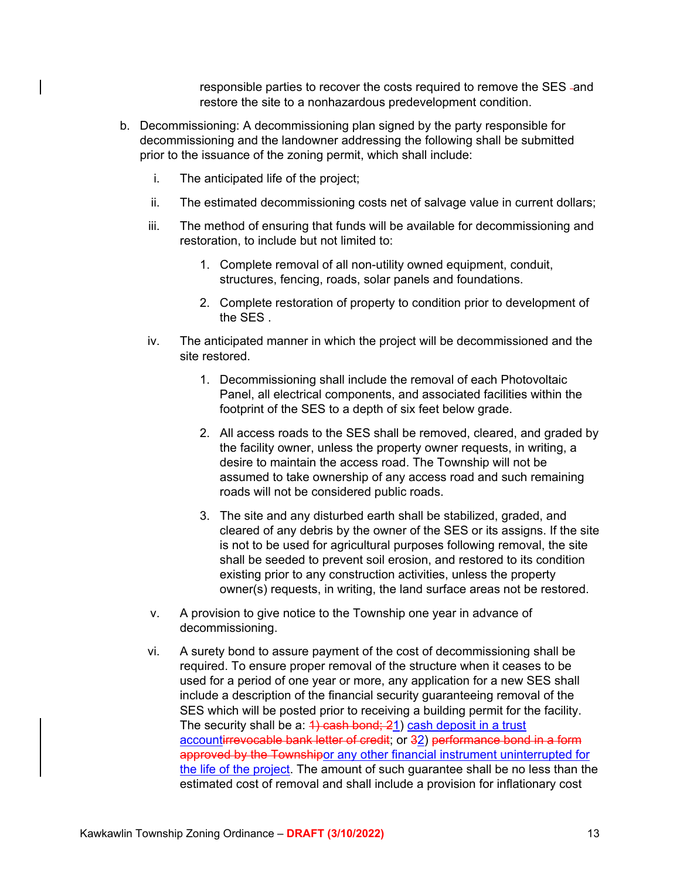responsible parties to recover the costs required to remove the SES and restore the site to a nonhazardous predevelopment condition.

b. Decommissioning: A decommissioning plan signed by the party responsible for decommissioning and the landowner addressing the following shall be submitted prior to the issuance of the zoning permit, which shall include:

   i. The anticipated life of the project;

   ii. The estimated decommissioning costs net of salvage value in current dollars;

   iii. The method of ensuring that funds will be available for decommissioning and restoration, to include but not limited to:

      1. Complete removal of all non-utility owned equipment, conduit, structures, fencing, roads, solar panels and foundations.

      2. Complete restoration of property to condition prior to development of the SES .

   iv. The anticipated manner in which the project will be decommissioned and the site restored.

      1. Decommissioning shall include the removal of each Photovoltaic Panel, all electrical components, and associated facilities within the footprint of the SES to a depth of six feet below grade.

      2. All access roads to the SES shall be removed, cleared, and graded by the facility owner, unless the property owner requests, in writing, a desire to maintain the access road. The Township will not be assumed to take ownership of any access road and such remaining roads will not be considered public roads.

      3. The site and any disturbed earth shall be stabilized, graded, and cleared of any debris by the owner of the SES or its assigns. If the site is not to be used for agricultural purposes following removal, the site shall be seeded to prevent soil erosion, and restored to its condition existing prior to any construction activities, unless the property owner(s) requests, in writing, the land surface areas not be restored.

   v. A provision to give notice to the Township one year in advance of decommissioning.

   vi. A surety bond to assure payment of the cost of decommissioning shall be required. To ensure proper removal of the structure when it ceases to be used for a period of one year or more, any application for a new SES shall include a description of the financial security guaranteeing removal of the SES which will be posted prior to receiving a building permit for the facility. The security shall be a: ~~1) cash bond; 2~~1) cash deposit in a trust account~~irrevocable bank letter of credit~~; or ~~3~~2) ~~performance bond in a form approved by the Township~~or any other financial instrument uninterrupted for the life of the project. The amount of such guarantee shall be no less than the estimated cost of removal and shall include a provision for inflationary cost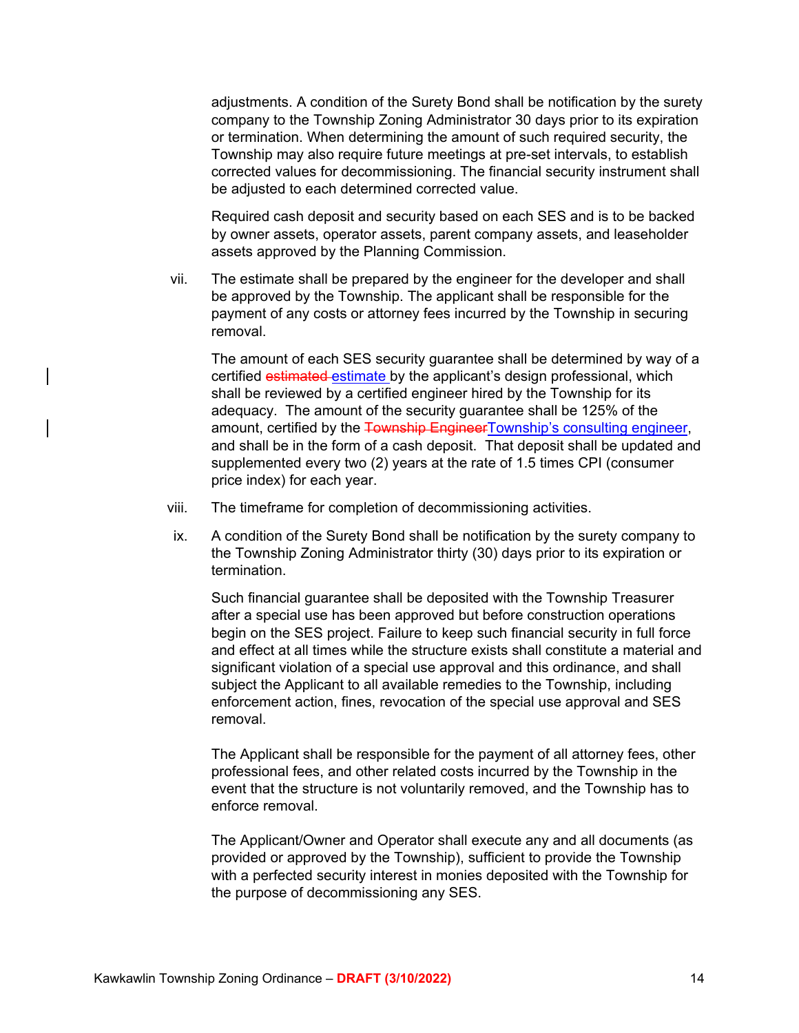adjustments. A condition of the Surety Bond shall be notification by the surety company to the Township Zoning Administrator 30 days prior to its expiration or termination. When determining the amount of such required security, the Township may also require future meetings at pre-set intervals, to establish corrected values for decommissioning. The financial security instrument shall be adjusted to each determined corrected value.

Required cash deposit and security based on each SES and is to be backed by owner assets, operator assets, parent company assets, and leaseholder assets approved by the Planning Commission.

vii. The estimate shall be prepared by the engineer for the developer and shall be approved by the Township. The applicant shall be responsible for the payment of any costs or attorney fees incurred by the Township in securing removal.

The amount of each SES security guarantee shall be determined by way of a certified ~~estimated~~ estimate by the applicant's design professional, which shall be reviewed by a certified engineer hired by the Township for its adequacy. The amount of the security guarantee shall be 125% of the amount, certified by the ~~Township Engineer~~Township's consulting engineer, and shall be in the form of a cash deposit. That deposit shall be updated and supplemented every two (2) years at the rate of 1.5 times CPI (consumer price index) for each year.

viii. The timeframe for completion of decommissioning activities.

ix. A condition of the Surety Bond shall be notification by the surety company to the Township Zoning Administrator thirty (30) days prior to its expiration or termination.

Such financial guarantee shall be deposited with the Township Treasurer after a special use has been approved but before construction operations begin on the SES project. Failure to keep such financial security in full force and effect at all times while the structure exists shall constitute a material and significant violation of a special use approval and this ordinance, and shall subject the Applicant to all available remedies to the Township, including enforcement action, fines, revocation of the special use approval and SES removal.

The Applicant shall be responsible for the payment of all attorney fees, other professional fees, and other related costs incurred by the Township in the event that the structure is not voluntarily removed, and the Township has to enforce removal.

The Applicant/Owner and Operator shall execute any and all documents (as provided or approved by the Township), sufficient to provide the Township with a perfected security interest in monies deposited with the Township for the purpose of decommissioning any SES.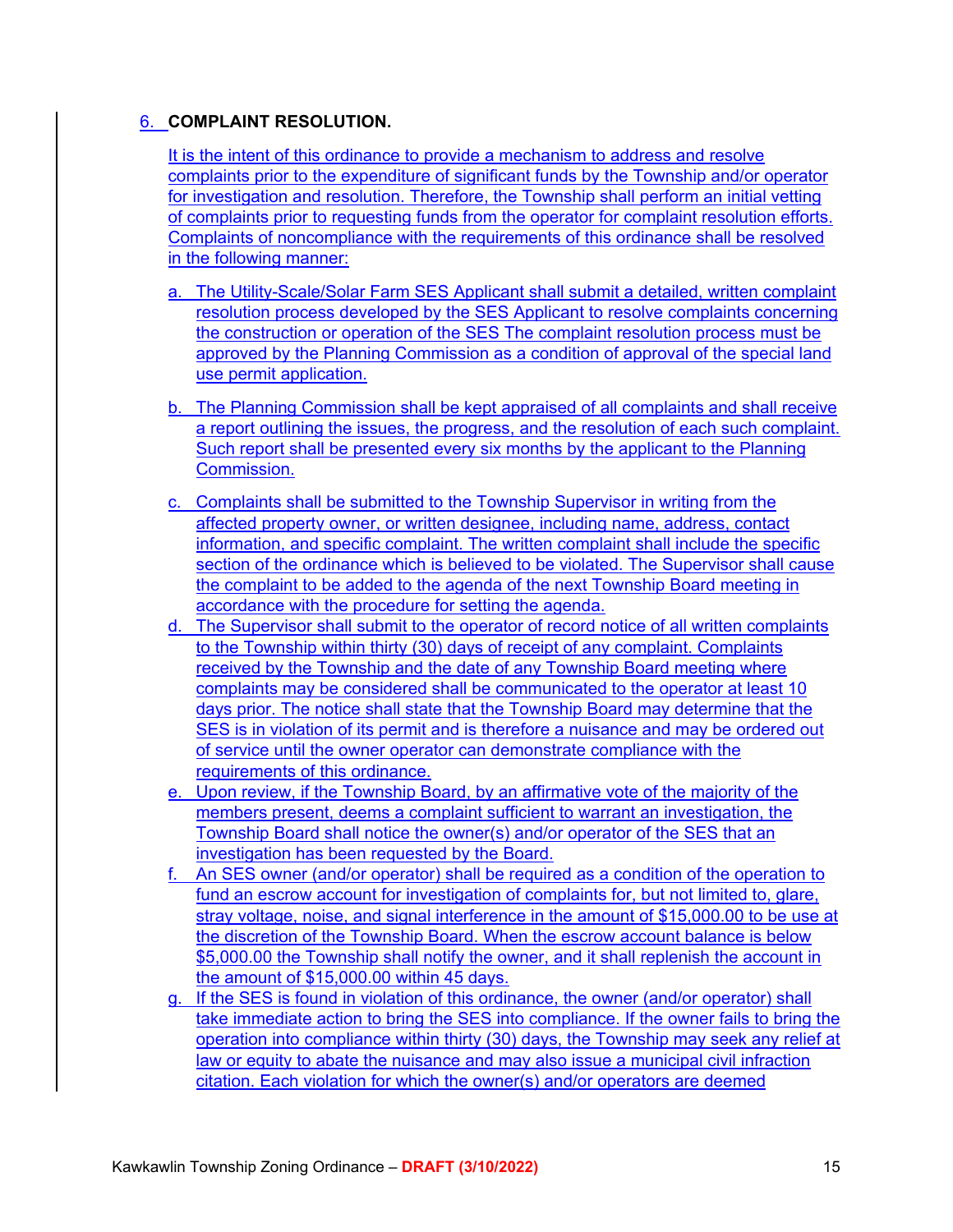6. **COMPLAINT RESOLUTION.**

It is the intent of this ordinance to provide a mechanism to address and resolve complaints prior to the expenditure of significant funds by the Township and/or operator for investigation and resolution. Therefore, the Township shall perform an initial vetting of complaints prior to requesting funds from the operator for complaint resolution efforts. Complaints of noncompliance with the requirements of this ordinance shall be resolved in the following manner:

a. The Utility-Scale/Solar Farm SES Applicant shall submit a detailed, written complaint resolution process developed by the SES Applicant to resolve complaints concerning the construction or operation of the SES The complaint resolution process must be approved by the Planning Commission as a condition of approval of the special land use permit application.

b. The Planning Commission shall be kept appraised of all complaints and shall receive a report outlining the issues, the progress, and the resolution of each such complaint. Such report shall be presented every six months by the applicant to the Planning Commission.

c. Complaints shall be submitted to the Township Supervisor in writing from the affected property owner, or written designee, including name, address, contact information, and specific complaint. The written complaint shall include the specific section of the ordinance which is believed to be violated. The Supervisor shall cause the complaint to be added to the agenda of the next Township Board meeting in accordance with the procedure for setting the agenda.

d. The Supervisor shall submit to the operator of record notice of all written complaints to the Township within thirty (30) days of receipt of any complaint. Complaints received by the Township and the date of any Township Board meeting where complaints may be considered shall be communicated to the operator at least 10 days prior. The notice shall state that the Township Board may determine that the SES is in violation of its permit and is therefore a nuisance and may be ordered out of service until the owner operator can demonstrate compliance with the requirements of this ordinance.

e. Upon review, if the Township Board, by an affirmative vote of the majority of the members present, deems a complaint sufficient to warrant an investigation, the Township Board shall notice the owner(s) and/or operator of the SES that an investigation has been requested by the Board.

f. An SES owner (and/or operator) shall be required as a condition of the operation to fund an escrow account for investigation of complaints for, but not limited to, glare, stray voltage, noise, and signal interference in the amount of $15,000.00 to be use at the discretion of the Township Board. When the escrow account balance is below $5,000.00 the Township shall notify the owner, and it shall replenish the account in the amount of $15,000.00 within 45 days.

g. If the SES is found in violation of this ordinance, the owner (and/or operator) shall take immediate action to bring the SES into compliance. If the owner fails to bring the operation into compliance within thirty (30) days, the Township may seek any relief at law or equity to abate the nuisance and may also issue a municipal civil infraction citation. Each violation for which the owner(s) and/or operators are deemed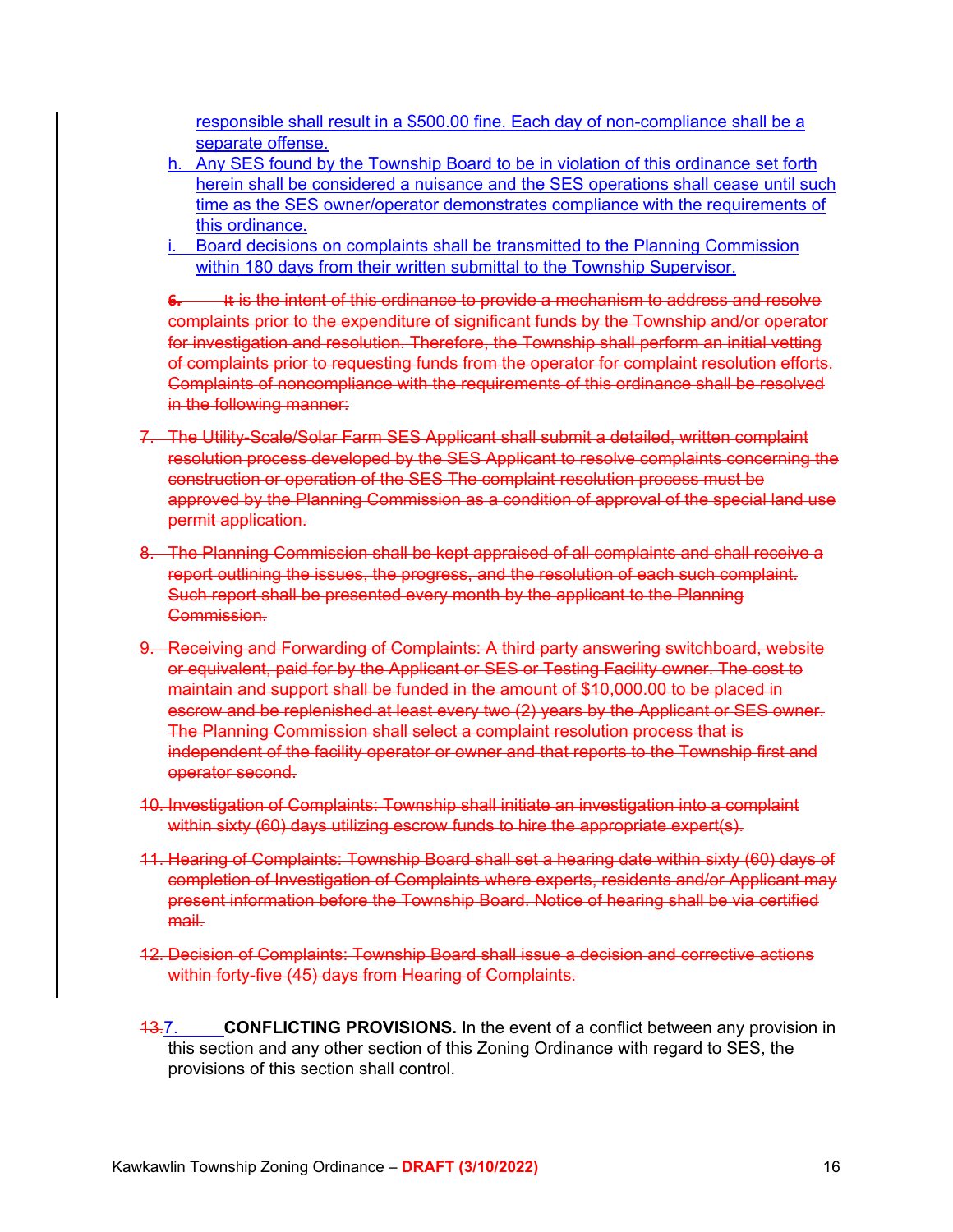responsible shall result in a $500.00 fine. Each day of non-compliance shall be a separate offense.

h. Any SES found by the Township Board to be in violation of this ordinance set forth herein shall be considered a nuisance and the SES operations shall cease until such time as the SES owner/operator demonstrates compliance with the requirements of this ordinance.

i. Board decisions on complaints shall be transmitted to the Planning Commission within 180 days from their written submittal to the Township Supervisor.

~~6. It is the intent of this ordinance to provide a mechanism to address and resolve complaints prior to the expenditure of significant funds by the Township and/or operator for investigation and resolution. Therefore, the Township shall perform an initial vetting of complaints prior to requesting funds from the operator for complaint resolution efforts. Complaints of noncompliance with the requirements of this ordinance shall be resolved in the following manner:~~

~~7. The Utility-Scale/Solar Farm SES Applicant shall submit a detailed, written complaint resolution process developed by the SES Applicant to resolve complaints concerning the construction or operation of the SES The complaint resolution process must be approved by the Planning Commission as a condition of approval of the special land use permit application.~~

~~8. The Planning Commission shall be kept appraised of all complaints and shall receive a report outlining the issues, the progress, and the resolution of each such complaint. Such report shall be presented every month by the applicant to the Planning Commission.~~

~~9. Receiving and Forwarding of Complaints: A third party answering switchboard, website or equivalent, paid for by the Applicant or SES or Testing Facility owner. The cost to maintain and support shall be funded in the amount of $10,000.00 to be placed in escrow and be replenished at least every two (2) years by the Applicant or SES owner. The Planning Commission shall select a complaint resolution process that is independent of the facility operator or owner and that reports to the Township first and operator second.~~

~~10. Investigation of Complaints: Township shall initiate an investigation into a complaint within sixty (60) days utilizing escrow funds to hire the appropriate expert(s).~~

~~11. Hearing of Complaints: Township Board shall set a hearing date within sixty (60) days of completion of Investigation of Complaints where experts, residents and/or Applicant may present information before the Township Board. Notice of hearing shall be via certified mail.~~

~~12. Decision of Complaints: Township Board shall issue a decision and corrective actions within forty-five (45) days from Hearing of Complaints.~~

~~13.~~7. **CONFLICTING PROVISIONS.** In the event of a conflict between any provision in this section and any other section of this Zoning Ordinance with regard to SES, the provisions of this section shall control.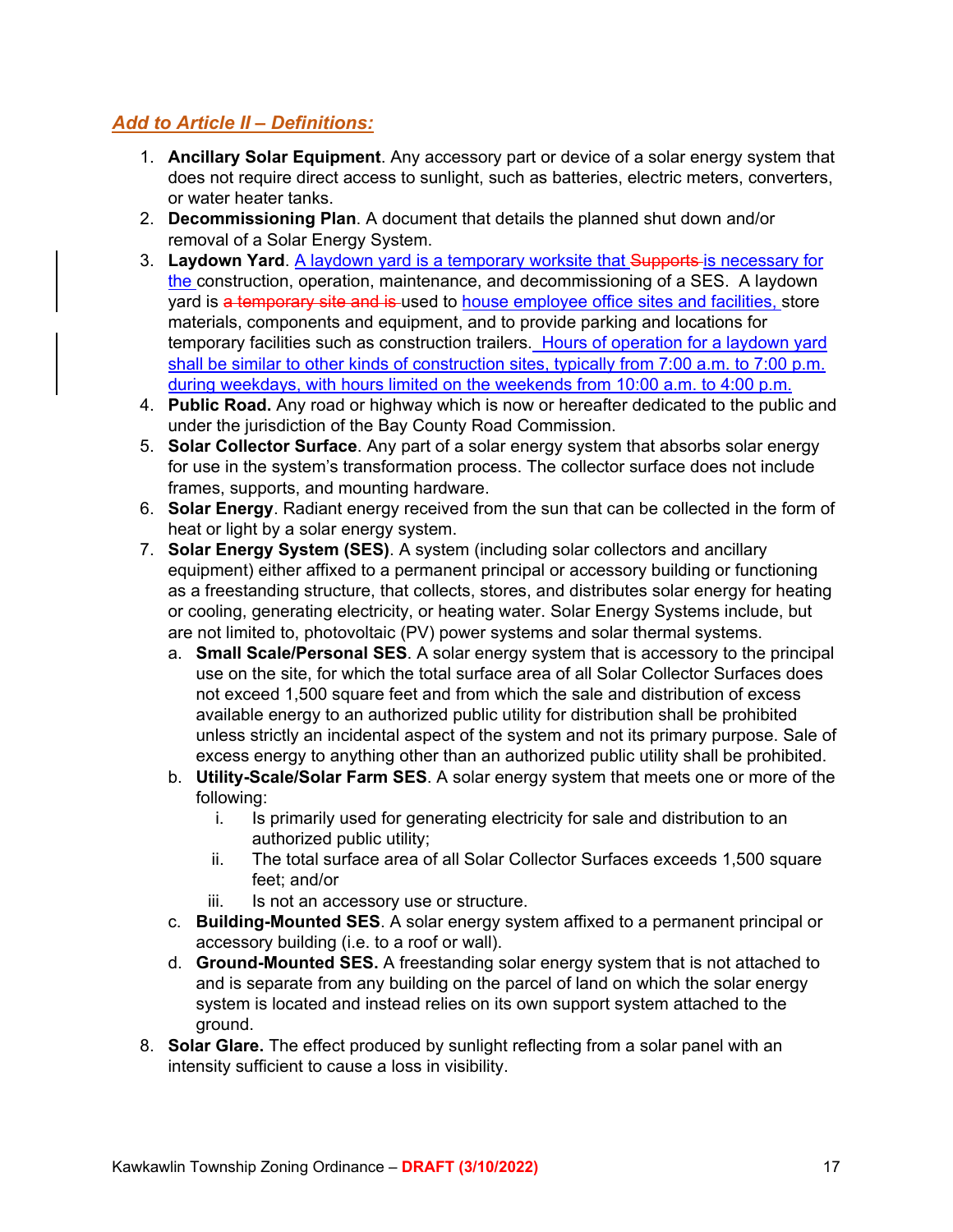## *Add to Article II – Definitions:*

1. **Ancillary Solar Equipment**. Any accessory part or device of a solar energy system that does not require direct access to sunlight, such as batteries, electric meters, converters, or water heater tanks.
2. **Decommissioning Plan**. A document that details the planned shut down and/or removal of a Solar Energy System.
3. **Laydown Yard**. A laydown yard is a temporary worksite that ~~Supports~~ is necessary for the construction, operation, maintenance, and decommissioning of a SES. A laydown yard is ~~a temporary site and is~~ used to house employee office sites and facilities, store materials, components and equipment, and to provide parking and locations for temporary facilities such as construction trailers. Hours of operation for a laydown yard shall be similar to other kinds of construction sites, typically from 7:00 a.m. to 7:00 p.m. during weekdays, with hours limited on the weekends from 10:00 a.m. to 4:00 p.m.
4. **Public Road.** Any road or highway which is now or hereafter dedicated to the public and under the jurisdiction of the Bay County Road Commission.
5. **Solar Collector Surface**. Any part of a solar energy system that absorbs solar energy for use in the system's transformation process. The collector surface does not include frames, supports, and mounting hardware.
6. **Solar Energy**. Radiant energy received from the sun that can be collected in the form of heat or light by a solar energy system.
7. **Solar Energy System (SES)**. A system (including solar collectors and ancillary equipment) either affixed to a permanent principal or accessory building or functioning as a freestanding structure, that collects, stores, and distributes solar energy for heating or cooling, generating electricity, or heating water. Solar Energy Systems include, but are not limited to, photovoltaic (PV) power systems and solar thermal systems.
   a. **Small Scale/Personal SES**. A solar energy system that is accessory to the principal use on the site, for which the total surface area of all Solar Collector Surfaces does not exceed 1,500 square feet and from which the sale and distribution of excess available energy to an authorized public utility for distribution shall be prohibited unless strictly an incidental aspect of the system and not its primary purpose. Sale of excess energy to anything other than an authorized public utility shall be prohibited.
   b. **Utility-Scale/Solar Farm SES**. A solar energy system that meets one or more of the following:
      i. Is primarily used for generating electricity for sale and distribution to an authorized public utility;
      ii. The total surface area of all Solar Collector Surfaces exceeds 1,500 square feet; and/or
      iii. Is not an accessory use or structure.
   c. **Building-Mounted SES**. A solar energy system affixed to a permanent principal or accessory building (i.e. to a roof or wall).
   d. **Ground-Mounted SES.** A freestanding solar energy system that is not attached to and is separate from any building on the parcel of land on which the solar energy system is located and instead relies on its own support system attached to the ground.
8. **Solar Glare.** The effect produced by sunlight reflecting from a solar panel with an intensity sufficient to cause a loss in visibility.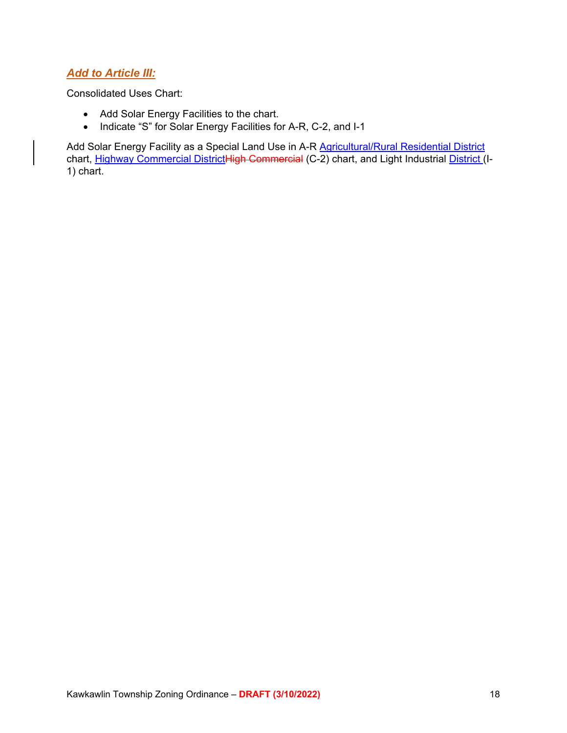***Add to Article III:***

Consolidated Uses Chart:

- Add Solar Energy Facilities to the chart.
- Indicate "S" for Solar Energy Facilities for A-R, C-2, and I-1

Add Solar Energy Facility as a Special Land Use in A-R Agricultural/Rural Residential District chart, Highway Commercial District~~High Commercial~~ (C-2) chart, and Light Industrial District (I-1) chart.